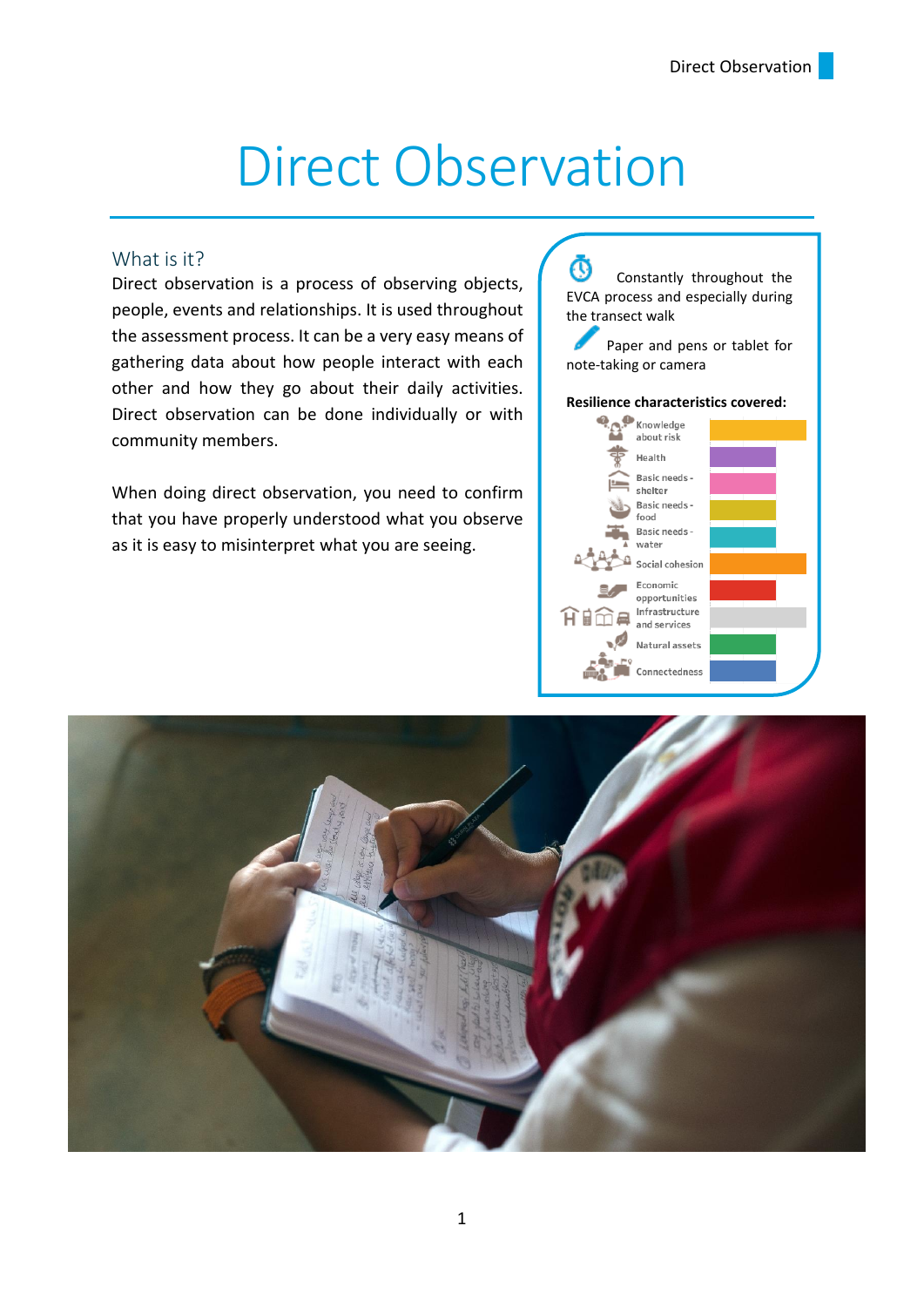# Direct Observation

## What is it?

Direct observation is a process of observing objects, people, events and relationships. It is used throughout the assessment process. It can be a very easy means of gathering data about how people interact with each other and how they go about their daily activities. Direct observation can be done individually or with community members.

When doing direct observation, you need to confirm that you have properly understood what you observe as it is easy to misinterpret what you are seeing.

Constantly throughout the EVCA process and especially during the transect walk

Paper and pens or tablet for note-taking or camera

**Resilience characteristics covered:**

- Knowledge about risk
- Health
- Basic needs - shelter
- Basic needs - food
- Basic needs - water
- Social cohesion
- Economic opportunities
- Infrastructure and services
- Natural assets
- Connectedness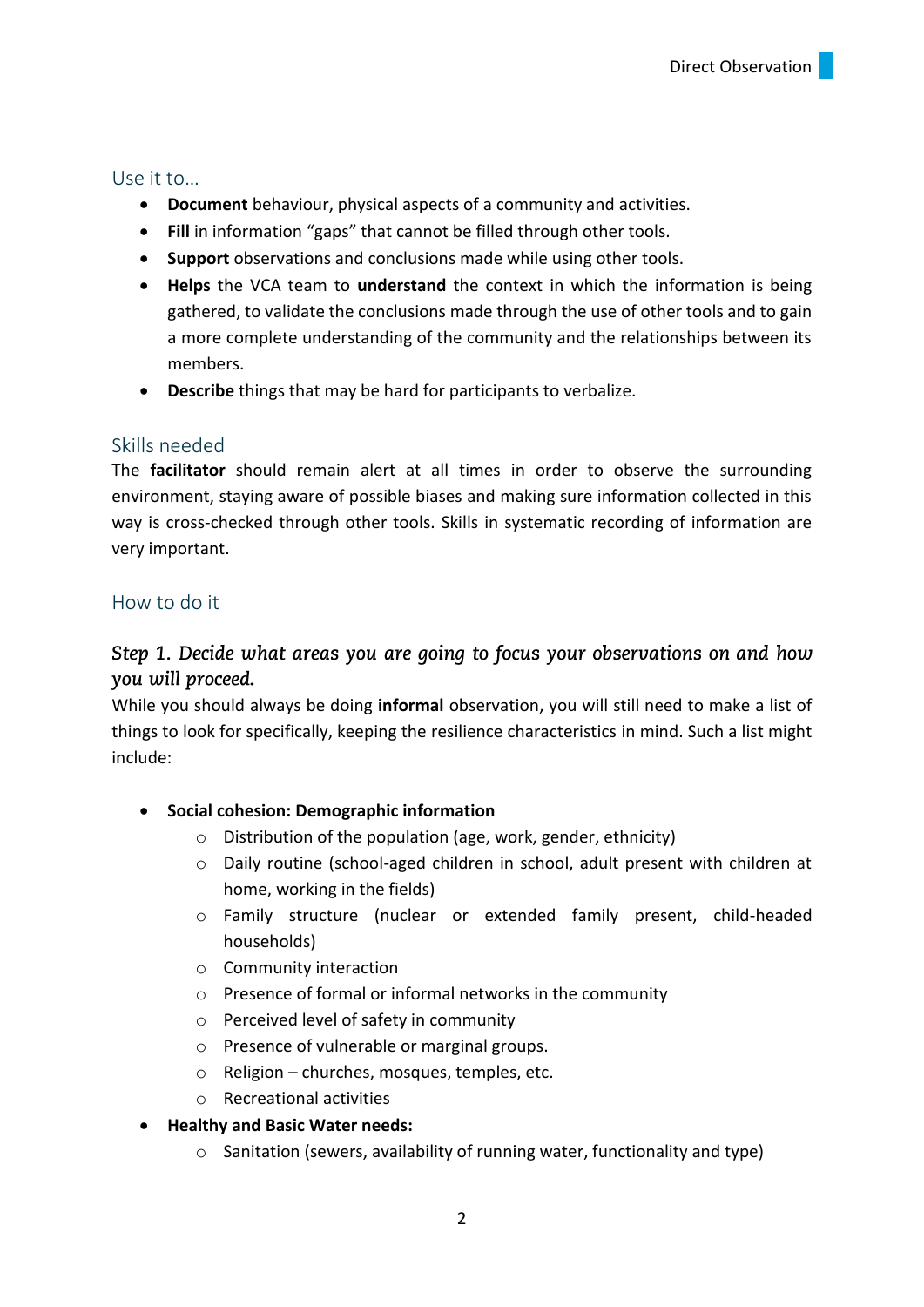## Use it to…

- **Document** behaviour, physical aspects of a community and activities.
- **Fill** in information "gaps" that cannot be filled through other tools.
- **Support** observations and conclusions made while using other tools.
- **Helps** the VCA team to **understand** the context in which the information is being gathered, to validate the conclusions made through the use of other tools and to gain a more complete understanding of the community and the relationships between its members.
- **Describe** things that may be hard for participants to verbalize.

## Skills needed

The **facilitator** should remain alert at all times in order to observe the surrounding environment, staying aware of possible biases and making sure information collected in this way is cross-checked through other tools. Skills in systematic recording of information are very important.

## How to do it

### *Step 1. Decide what areas you are going to focus your observations on and how you will proceed.*

While you should always be doing **informal** observation, you will still need to make a list of things to look for specifically, keeping the resilience characteristics in mind. Such a list might include:

- **Social cohesion: Demographic information**
  - Distribution of the population (age, work, gender, ethnicity)
  - Daily routine (school-aged children in school, adult present with children at home, working in the fields)
  - Family structure (nuclear or extended family present, child-headed households)
  - Community interaction
  - Presence of formal or informal networks in the community
  - Perceived level of safety in community
  - Presence of vulnerable or marginal groups.
  - Religion – churches, mosques, temples, etc.
  - Recreational activities
- **Healthy and Basic Water needs:**
  - Sanitation (sewers, availability of running water, functionality and type)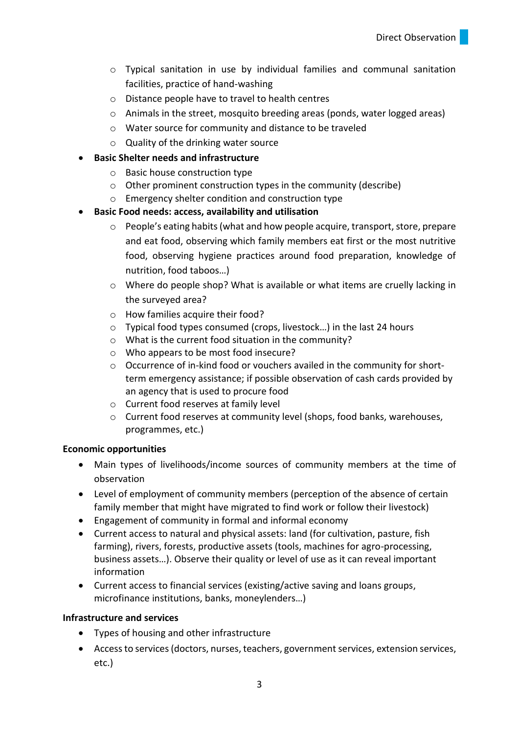- Typical sanitation in use by individual families and communal sanitation facilities, practice of hand-washing
  - Distance people have to travel to health centres
  - Animals in the street, mosquito breeding areas (ponds, water logged areas)
  - Water source for community and distance to be traveled
  - Quality of the drinking water source
- **Basic Shelter needs and infrastructure**
  - Basic house construction type
  - Other prominent construction types in the community (describe)
  - Emergency shelter condition and construction type
- **Basic Food needs: access, availability and utilisation**
  - People's eating habits (what and how people acquire, transport, store, prepare and eat food, observing which family members eat first or the most nutritive food, observing hygiene practices around food preparation, knowledge of nutrition, food taboos…)
  - Where do people shop? What is available or what items are cruelly lacking in the surveyed area?
  - How families acquire their food?
  - Typical food types consumed (crops, livestock…) in the last 24 hours
  - What is the current food situation in the community?
  - Who appears to be most food insecure?
  - Occurrence of in-kind food or vouchers availed in the community for short-term emergency assistance; if possible observation of cash cards provided by an agency that is used to procure food
  - Current food reserves at family level
  - Current food reserves at community level (shops, food banks, warehouses, programmes, etc.)

**Economic opportunities**

- Main types of livelihoods/income sources of community members at the time of observation
- Level of employment of community members (perception of the absence of certain family member that might have migrated to find work or follow their livestock)
- Engagement of community in formal and informal economy
- Current access to natural and physical assets: land (for cultivation, pasture, fish farming), rivers, forests, productive assets (tools, machines for agro-processing, business assets…). Observe their quality or level of use as it can reveal important information
- Current access to financial services (existing/active saving and loans groups, microfinance institutions, banks, moneylenders…)

**Infrastructure and services**

- Types of housing and other infrastructure
- Access to services (doctors, nurses, teachers, government services, extension services, etc.)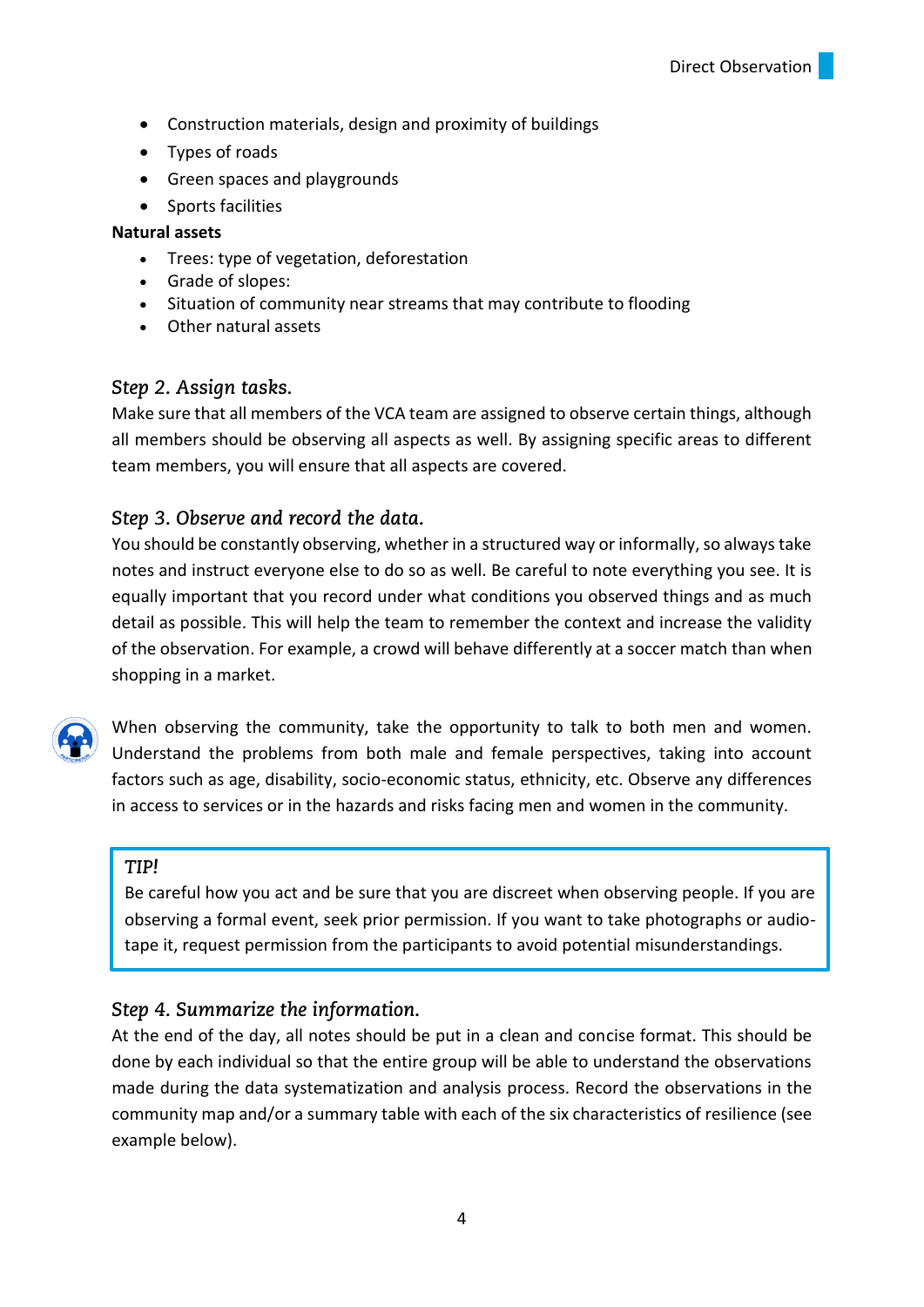- Construction materials, design and proximity of buildings
- Types of roads
- Green spaces and playgrounds
- Sports facilities

**Natural assets**

- Trees: type of vegetation, deforestation
- Grade of slopes:
- Situation of community near streams that may contribute to flooding
- Other natural assets

### *Step 2. Assign tasks.*

Make sure that all members of the VCA team are assigned to observe certain things, although all members should be observing all aspects as well. By assigning specific areas to different team members, you will ensure that all aspects are covered.

### *Step 3. Observe and record the data.*

You should be constantly observing, whether in a structured way or informally, so always take notes and instruct everyone else to do so as well. Be careful to note everything you see. It is equally important that you record under what conditions you observed things and as much detail as possible. This will help the team to remember the context and increase the validity of the observation. For example, a crowd will behave differently at a soccer match than when shopping in a market.

When observing the community, take the opportunity to talk to both men and women. Understand the problems from both male and female perspectives, taking into account factors such as age, disability, socio-economic status, ethnicity, etc. Observe any differences in access to services or in the hazards and risks facing men and women in the community.

> *TIP!*
>
> Be careful how you act and be sure that you are discreet when observing people. If you are observing a formal event, seek prior permission. If you want to take photographs or audio-tape it, request permission from the participants to avoid potential misunderstandings.

### *Step 4. Summarize the information.*

At the end of the day, all notes should be put in a clean and concise format. This should be done by each individual so that the entire group will be able to understand the observations made during the data systematization and analysis process. Record the observations in the community map and/or a summary table with each of the six characteristics of resilience (see example below).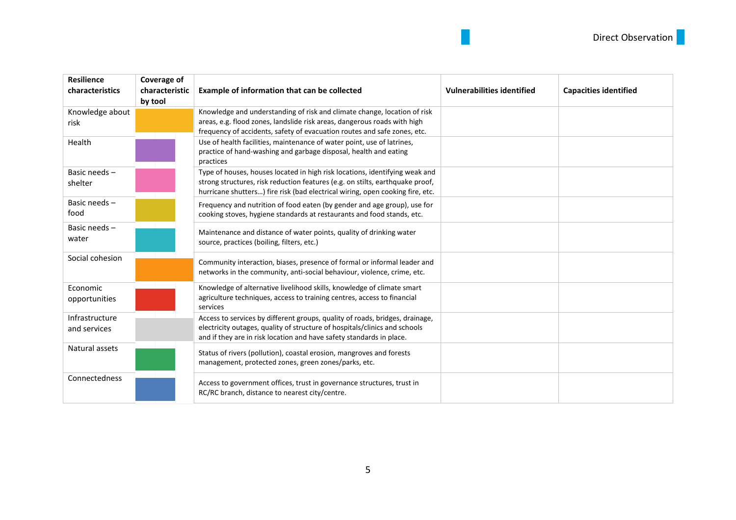| Resilience characteristics | Coverage of characteristic by tool | Example of information that can be collected | Vulnerabilities identified | Capacities identified |
|---|---|---|---|---|
| Knowledge about risk | | Knowledge and understanding of risk and climate change, location of risk areas, e.g. flood zones, landslide risk areas, dangerous roads with high frequency of accidents, safety of evacuation routes and safe zones, etc. | | |
| Health | | Use of health facilities, maintenance of water point, use of latrines, practice of hand-washing and garbage disposal, health and eating practices | | |
| Basic needs – shelter | | Type of houses, houses located in high risk locations, identifying weak and strong structures, risk reduction features (e.g. on stilts, earthquake proof, hurricane shutters…) fire risk (bad electrical wiring, open cooking fire, etc. | | |
| Basic needs – food | | Frequency and nutrition of food eaten (by gender and age group), use for cooking stoves, hygiene standards at restaurants and food stands, etc. | | |
| Basic needs – water | | Maintenance and distance of water points, quality of drinking water source, practices (boiling, filters, etc.) | | |
| Social cohesion | | Community interaction, biases, presence of formal or informal leader and networks in the community, anti-social behaviour, violence, crime, etc. | | |
| Economic opportunities | | Knowledge of alternative livelihood skills, knowledge of climate smart agriculture techniques, access to training centres, access to financial services | | |
| Infrastructure and services | | Access to services by different groups, quality of roads, bridges, drainage, electricity outages, quality of structure of hospitals/clinics and schools and if they are in risk location and have safety standards in place. | | |
| Natural assets | | Status of rivers (pollution), coastal erosion, mangroves and forests management, protected zones, green zones/parks, etc. | | |
| Connectedness | | Access to government offices, trust in governance structures, trust in RC/RC branch, distance to nearest city/centre. | | |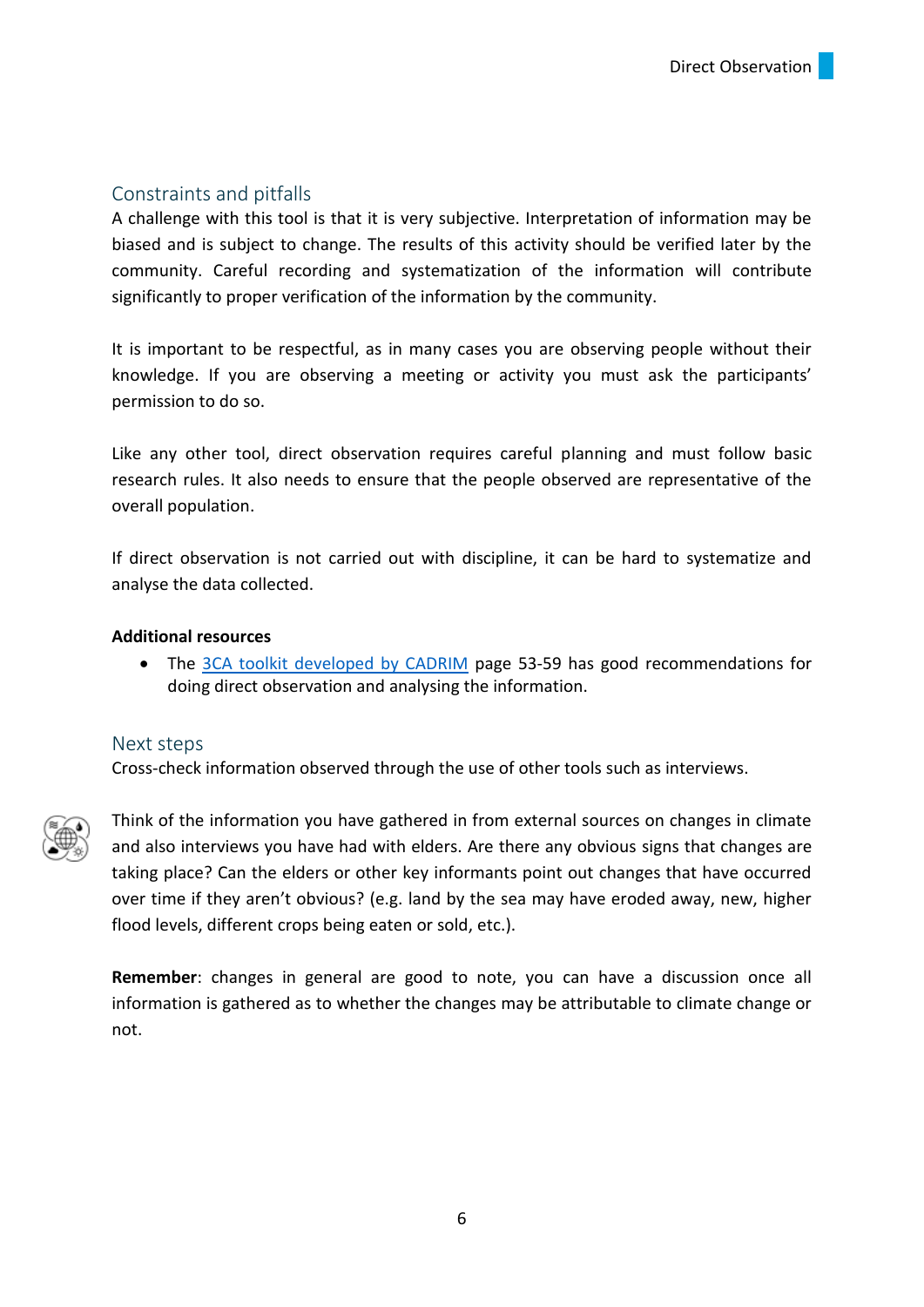## Constraints and pitfalls

A challenge with this tool is that it is very subjective. Interpretation of information may be biased and is subject to change. The results of this activity should be verified later by the community. Careful recording and systematization of the information will contribute significantly to proper verification of the information by the community.

It is important to be respectful, as in many cases you are observing people without their knowledge. If you are observing a meeting or activity you must ask the participants' permission to do so.

Like any other tool, direct observation requires careful planning and must follow basic research rules. It also needs to ensure that the people observed are representative of the overall population.

If direct observation is not carried out with discipline, it can be hard to systematize and analyse the data collected.

**Additional resources**

- The 3CA toolkit developed by CADRIM page 53-59 has good recommendations for doing direct observation and analysing the information.

## Next steps

Cross-check information observed through the use of other tools such as interviews.

Think of the information you have gathered in from external sources on changes in climate and also interviews you have had with elders. Are there any obvious signs that changes are taking place? Can the elders or other key informants point out changes that have occurred over time if they aren't obvious? (e.g. land by the sea may have eroded away, new, higher flood levels, different crops being eaten or sold, etc.).

**Remember**: changes in general are good to note, you can have a discussion once all information is gathered as to whether the changes may be attributable to climate change or not.